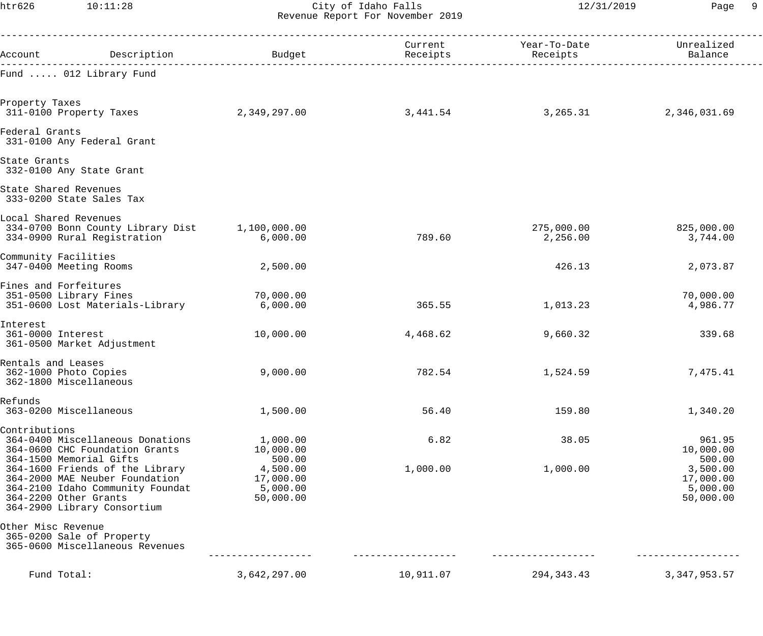# City of Idaho Falls

## Revenue Report For November 2019

| Account | Description | Budget | Current Receipts | Year-To-Date Receipts | Unrealized Balance |
|---|---|---|---|---|---|
| **Fund ..... 012 Library Fund** | | | | | |
| **Property Taxes** | | | | | |
| 311-0100 | Property Taxes | 2,349,297.00 | 3,441.54 | 3,265.31 | 2,346,031.69 |
| **Federal Grants** | | | | | |
| 331-0100 | Any Federal Grant | | | | |
| **State Grants** | | | | | |
| 332-0100 | Any State Grant | | | | |
| **State Shared Revenues** | | | | | |
| 333-0200 | State Sales Tax | | | | |
| **Local Shared Revenues** | | | | | |
| 334-0700 | Bonn County Library Dist | 1,100,000.00 | | 275,000.00 | 825,000.00 |
| 334-0900 | Rural Registration | 6,000.00 | 789.60 | 2,256.00 | 3,744.00 |
| **Community Facilities** | | | | | |
| 347-0400 | Meeting Rooms | 2,500.00 | | 426.13 | 2,073.87 |
| **Fines and Forfeitures** | | | | | |
| 351-0500 | Library Fines | 70,000.00 | | | 70,000.00 |
| 351-0600 | Lost Materials-Library | 6,000.00 | 365.55 | 1,013.23 | 4,986.77 |
| **Interest** | | | | | |
| 361-0000 | Interest | 10,000.00 | 4,468.62 | 9,660.32 | 339.68 |
| 361-0500 | Market Adjustment | | | | |
| **Rentals and Leases** | | | | | |
| 362-1000 | Photo Copies | 9,000.00 | 782.54 | 1,524.59 | 7,475.41 |
| 362-1800 | Miscellaneous | | | | |
| **Refunds** | | | | | |
| 363-0200 | Miscellaneous | 1,500.00 | 56.40 | 159.80 | 1,340.20 |
| **Contributions** | | | | | |
| 364-0400 | Miscellaneous Donations | 1,000.00 | 6.82 | 38.05 | 961.95 |
| 364-0600 | CHC Foundation Grants | 10,000.00 | | | 10,000.00 |
| 364-1500 | Memorial Gifts | 500.00 | | | 500.00 |
| 364-1600 | Friends of the Library | 4,500.00 | 1,000.00 | 1,000.00 | 3,500.00 |
| 364-2000 | MAE Neuber Foundation | 17,000.00 | | | 17,000.00 |
| 364-2100 | Idaho Community Foundat | 5,000.00 | | | 5,000.00 |
| 364-2200 | Other Grants | 50,000.00 | | | 50,000.00 |
| 364-2900 | Library Consortium | | | | |
| **Other Misc Revenue** | | | | | |
| 365-0200 | Sale of Property | | | | |
| 365-0600 | Miscellaneous Revenues | | | | |
| **Fund Total:** | | 3,642,297.00 | 10,911.07 | 294,343.43 | 3,347,953.57 |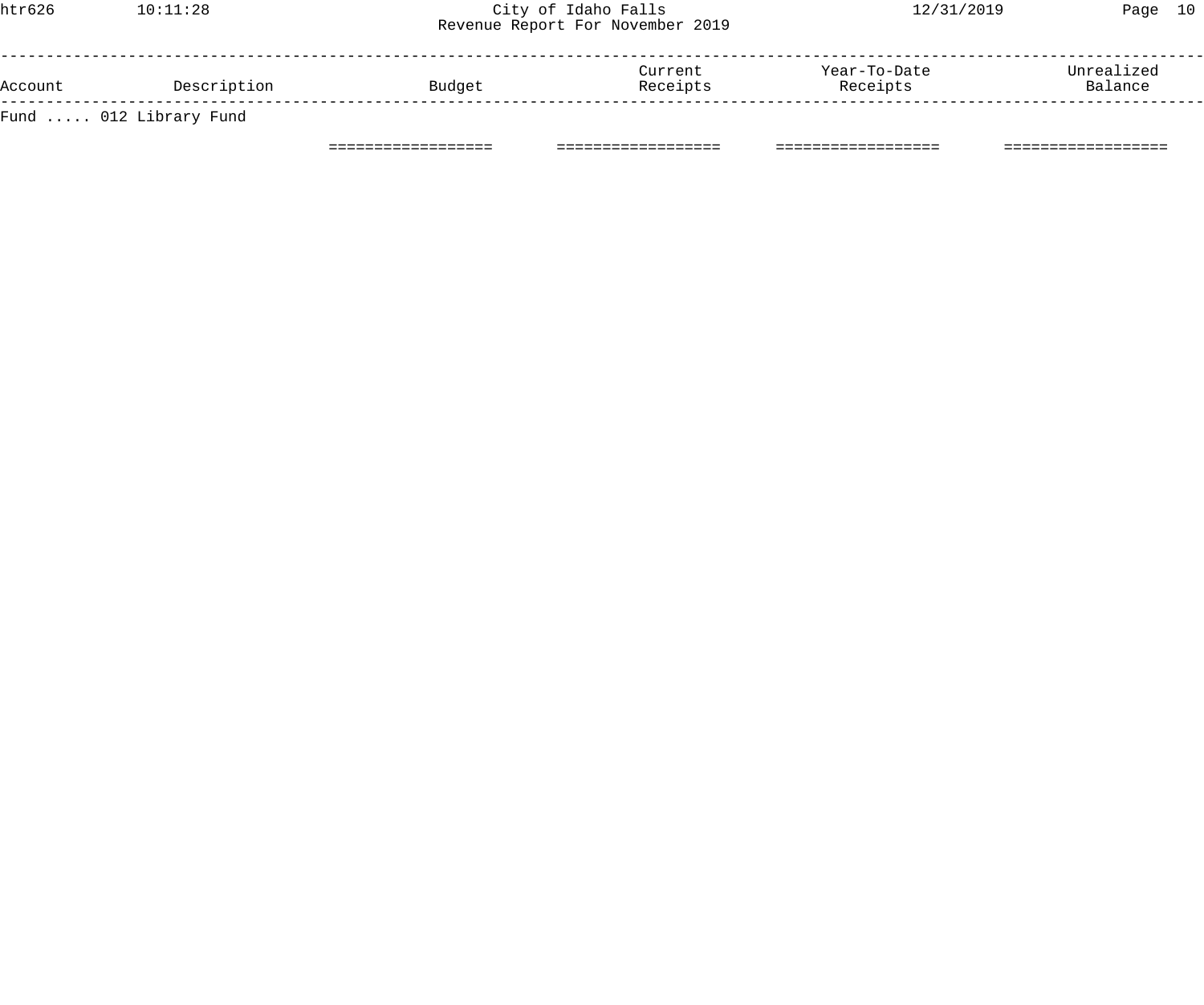# City of Idaho Falls

## Revenue Report For November 2019

| Account | Description | Budget | Current Receipts | Year-To-Date Receipts | Unrealized Balance |
|---|---|---|---|---|---|
| Fund ..... 012 Library Fund | | | | | |
| | | ================== | ================== | ================== | ================== |